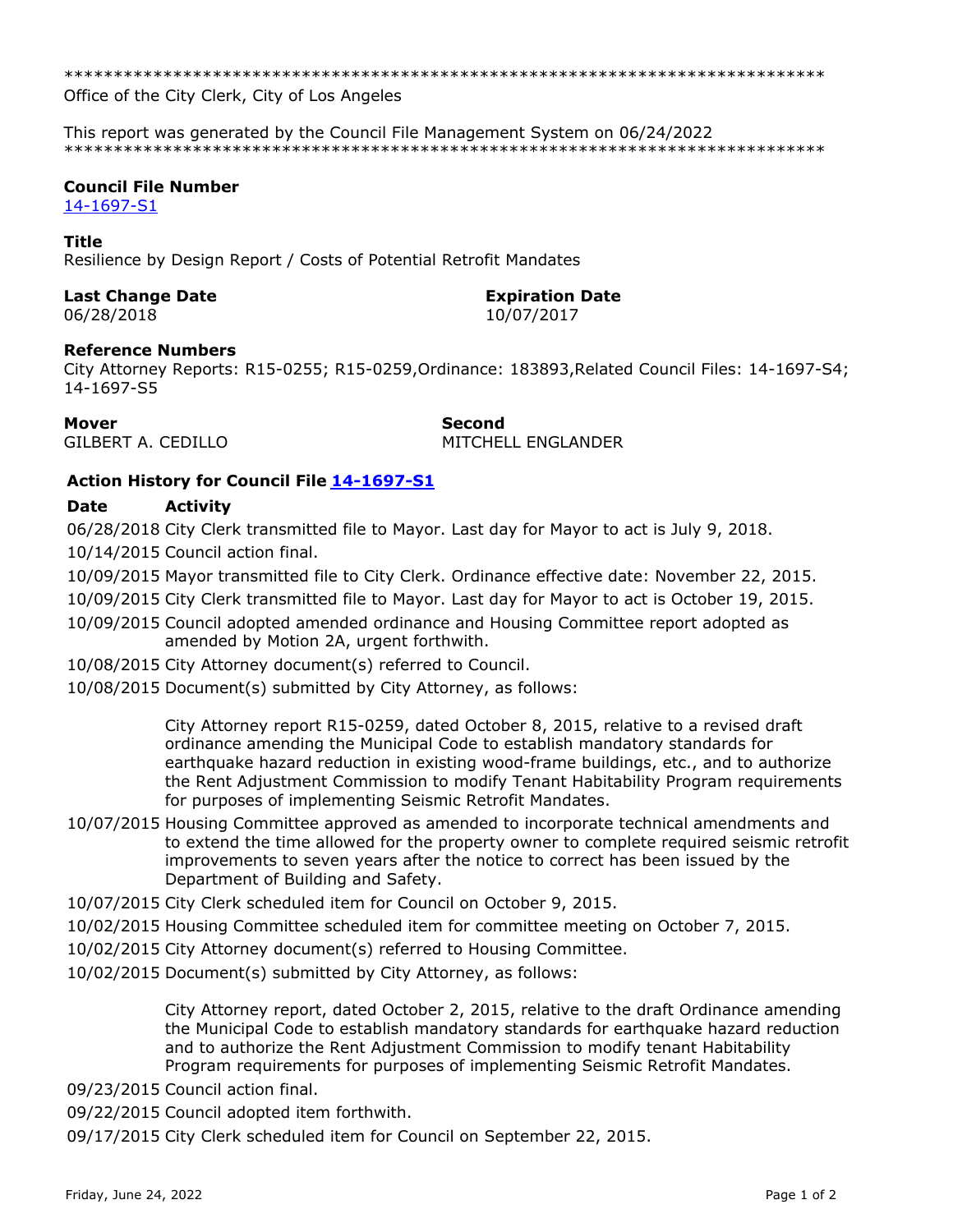\*\*\*\*\*\*\*\*\*\*\*\*\*\*\*\*\*\*\*\*\*\*\*\*\*\*\*\*\*\*\*\*\*\*\*\*\*\*\*\*\*\*\*\*\*\*\*\*\*\*\*\*\*\*\*\*\*\*\*\*\*\*\*\*\*\*\*\*\*\*\*\*\*\*\*\*\*

Office of the City Clerk, City of Los Angeles

This report was generated by the Council File Management System on 06/24/2022

\*\*\*\*\*\*\*\*\*\*\*\*\*\*\*\*\*\*\*\*\*\*\*\*\*\*\*\*\*\*\*\*\*\*\*\*\*\*\*\*\*\*\*\*\*\*\*\*\*\*\*\*\*\*\*\*\*\*\*\*\*\*\*\*\*\*\*\*\*\*\*\*\*\*\*\*\*

**Council File Number**
14-1697-S1

**Title**
Resilience by Design Report / Costs of Potential Retrofit Mandates

**Last Change Date**
06/28/2018

**Expiration Date**
10/07/2017

**Reference Numbers**
City Attorney Reports: R15-0255; R15-0259,Ordinance: 183893,Related Council Files: 14-1697-S4; 14-1697-S5

**Mover**
GILBERT A. CEDILLO

**Second**
MITCHELL ENGLANDER

**Action History for Council File 14-1697-S1**

| Date | Activity |
| --- | --- |
| 06/28/2018 | City Clerk transmitted file to Mayor. Last day for Mayor to act is July 9, 2018. |
| 10/14/2015 | Council action final. |
| 10/09/2015 | Mayor transmitted file to City Clerk. Ordinance effective date: November 22, 2015. |
| 10/09/2015 | City Clerk transmitted file to Mayor. Last day for Mayor to act is October 19, 2015. |
| 10/09/2015 | Council adopted amended ordinance and Housing Committee report adopted as amended by Motion 2A, urgent forthwith. |
| 10/08/2015 | City Attorney document(s) referred to Council. |
| 10/08/2015 | Document(s) submitted by City Attorney, as follows:<br><br>City Attorney report R15-0259, dated October 8, 2015, relative to a revised draft ordinance amending the Municipal Code to establish mandatory standards for earthquake hazard reduction in existing wood-frame buildings, etc., and to authorize the Rent Adjustment Commission to modify Tenant Habitability Program requirements for purposes of implementing Seismic Retrofit Mandates. |
| 10/07/2015 | Housing Committee approved as amended to incorporate technical amendments and to extend the time allowed for the property owner to complete required seismic retrofit improvements to seven years after the notice to correct has been issued by the Department of Building and Safety. |
| 10/07/2015 | City Clerk scheduled item for Council on October 9, 2015. |
| 10/02/2015 | Housing Committee scheduled item for committee meeting on October 7, 2015. |
| 10/02/2015 | City Attorney document(s) referred to Housing Committee. |
| 10/02/2015 | Document(s) submitted by City Attorney, as follows:<br><br>City Attorney report, dated October 2, 2015, relative to the draft Ordinance amending the Municipal Code to establish mandatory standards for earthquake hazard reduction and to authorize the Rent Adjustment Commission to modify tenant Habitability Program requirements for purposes of implementing Seismic Retrofit Mandates. |
| 09/23/2015 | Council action final. |
| 09/22/2015 | Council adopted item forthwith. |
| 09/17/2015 | City Clerk scheduled item for Council on September 22, 2015. |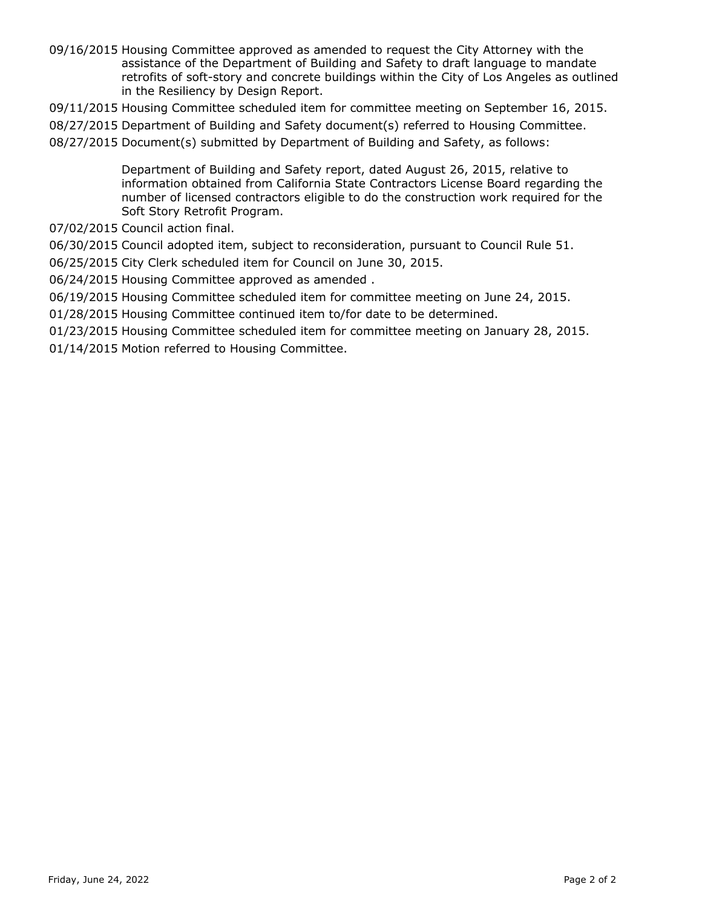09/16/2015 Housing Committee approved as amended to request the City Attorney with the assistance of the Department of Building and Safety to draft language to mandate retrofits of soft-story and concrete buildings within the City of Los Angeles as outlined in the Resiliency by Design Report.

09/11/2015 Housing Committee scheduled item for committee meeting on September 16, 2015.

08/27/2015 Department of Building and Safety document(s) referred to Housing Committee.

08/27/2015 Document(s) submitted by Department of Building and Safety, as follows:

Department of Building and Safety report, dated August 26, 2015, relative to information obtained from California State Contractors License Board regarding the number of licensed contractors eligible to do the construction work required for the Soft Story Retrofit Program.

07/02/2015 Council action final.

06/30/2015 Council adopted item, subject to reconsideration, pursuant to Council Rule 51.

06/25/2015 City Clerk scheduled item for Council on June 30, 2015.

06/24/2015 Housing Committee approved as amended .

06/19/2015 Housing Committee scheduled item for committee meeting on June 24, 2015.

01/28/2015 Housing Committee continued item to/for date to be determined.

01/23/2015 Housing Committee scheduled item for committee meeting on January 28, 2015.

01/14/2015 Motion referred to Housing Committee.

Friday, June 24, 2022